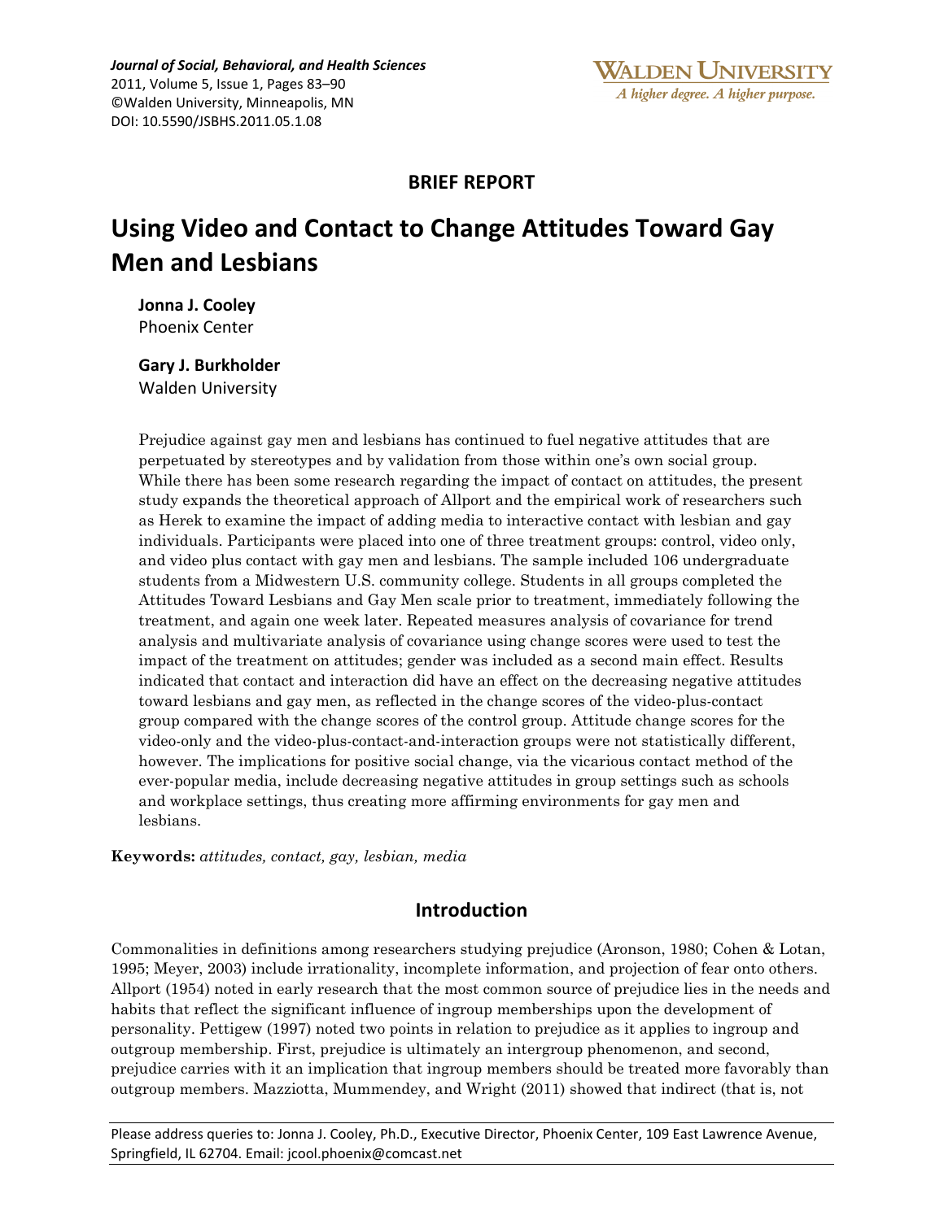**BRIEF REPORT**

# Using Video and Contact to Change Attitudes Toward Gay Men and Lesbians

**Jonna J. Cooley**
Phoenix Center

**Gary J. Burkholder**
Walden University

Prejudice against gay men and lesbians has continued to fuel negative attitudes that are perpetuated by stereotypes and by validation from those within one's own social group. While there has been some research regarding the impact of contact on attitudes, the present study expands the theoretical approach of Allport and the empirical work of researchers such as Herek to examine the impact of adding media to interactive contact with lesbian and gay individuals. Participants were placed into one of three treatment groups: control, video only, and video plus contact with gay men and lesbians. The sample included 106 undergraduate students from a Midwestern U.S. community college. Students in all groups completed the Attitudes Toward Lesbians and Gay Men scale prior to treatment, immediately following the treatment, and again one week later. Repeated measures analysis of covariance for trend analysis and multivariate analysis of covariance using change scores were used to test the impact of the treatment on attitudes; gender was included as a second main effect. Results indicated that contact and interaction did have an effect on the decreasing negative attitudes toward lesbians and gay men, as reflected in the change scores of the video-plus-contact group compared with the change scores of the control group. Attitude change scores for the video-only and the video-plus-contact-and-interaction groups were not statistically different, however. The implications for positive social change, via the vicarious contact method of the ever-popular media, include decreasing negative attitudes in group settings such as schools and workplace settings, thus creating more affirming environments for gay men and lesbians.

**Keywords:** *attitudes, contact, gay, lesbian, media*

## Introduction

Commonalities in definitions among researchers studying prejudice (Aronson, 1980; Cohen & Lotan, 1995; Meyer, 2003) include irrationality, incomplete information, and projection of fear onto others. Allport (1954) noted in early research that the most common source of prejudice lies in the needs and habits that reflect the significant influence of ingroup memberships upon the development of personality. Pettigew (1997) noted two points in relation to prejudice as it applies to ingroup and outgroup membership. First, prejudice is ultimately an intergroup phenomenon, and second, prejudice carries with it an implication that ingroup members should be treated more favorably than outgroup members. Mazziotta, Mummendey, and Wright (2011) showed that indirect (that is, not

Please address queries to: Jonna J. Cooley, Ph.D., Executive Director, Phoenix Center, 109 East Lawrence Avenue, Springfield, IL 62704. Email: jcool.phoenix@comcast.net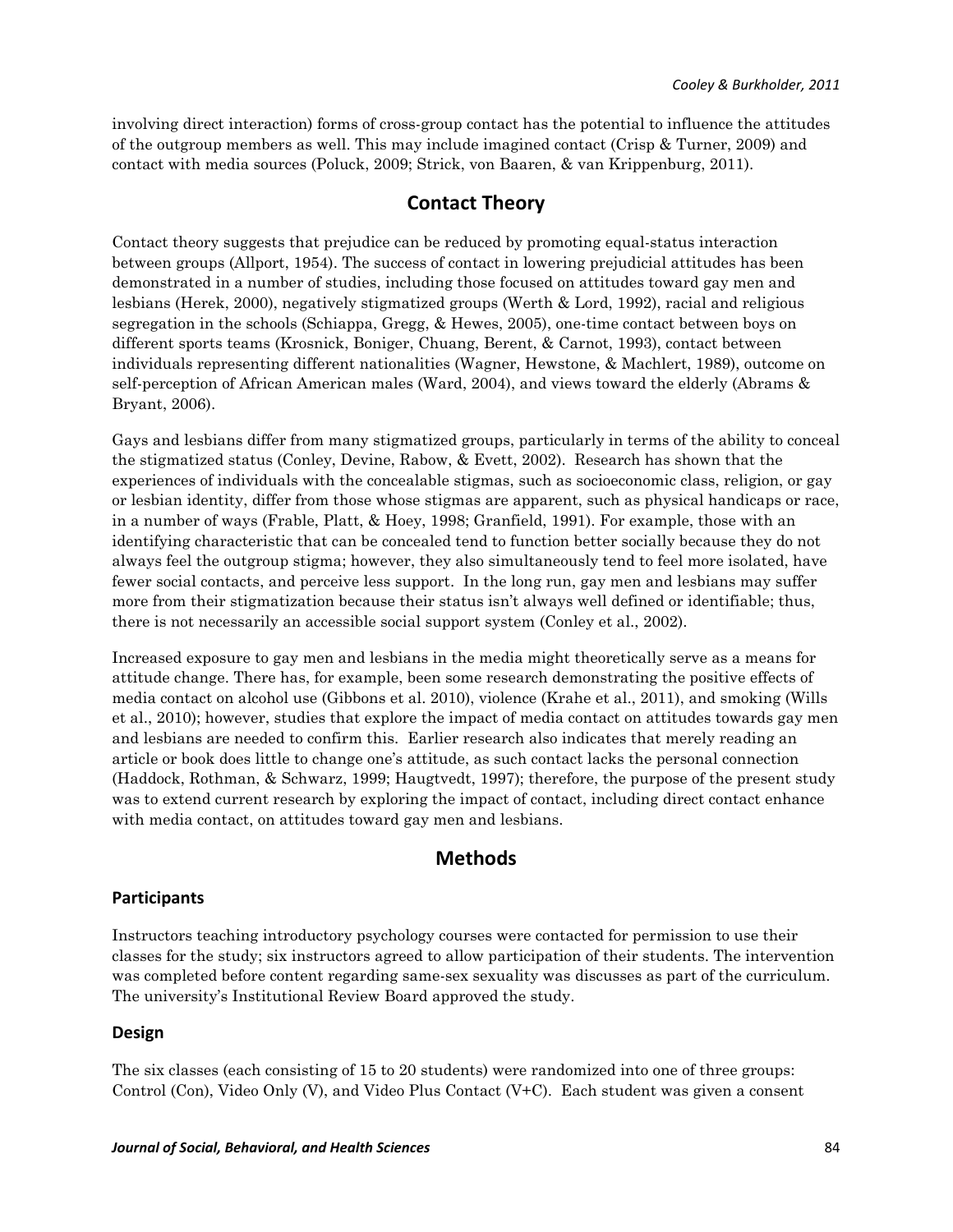involving direct interaction) forms of cross-group contact has the potential to influence the attitudes of the outgroup members as well. This may include imagined contact (Crisp & Turner, 2009) and contact with media sources (Poluck, 2009; Strick, von Baaren, & van Krippenburg, 2011).

## Contact Theory

Contact theory suggests that prejudice can be reduced by promoting equal-status interaction between groups (Allport, 1954). The success of contact in lowering prejudicial attitudes has been demonstrated in a number of studies, including those focused on attitudes toward gay men and lesbians (Herek, 2000), negatively stigmatized groups (Werth & Lord, 1992), racial and religious segregation in the schools (Schiappa, Gregg, & Hewes, 2005), one-time contact between boys on different sports teams (Krosnick, Boniger, Chuang, Berent, & Carnot, 1993), contact between individuals representing different nationalities (Wagner, Hewstone, & Machlert, 1989), outcome on self-perception of African American males (Ward, 2004), and views toward the elderly (Abrams & Bryant, 2006).

Gays and lesbians differ from many stigmatized groups, particularly in terms of the ability to conceal the stigmatized status (Conley, Devine, Rabow, & Evett, 2002). Research has shown that the experiences of individuals with the concealable stigmas, such as socioeconomic class, religion, or gay or lesbian identity, differ from those whose stigmas are apparent, such as physical handicaps or race, in a number of ways (Frable, Platt, & Hoey, 1998; Granfield, 1991). For example, those with an identifying characteristic that can be concealed tend to function better socially because they do not always feel the outgroup stigma; however, they also simultaneously tend to feel more isolated, have fewer social contacts, and perceive less support. In the long run, gay men and lesbians may suffer more from their stigmatization because their status isn't always well defined or identifiable; thus, there is not necessarily an accessible social support system (Conley et al., 2002).

Increased exposure to gay men and lesbians in the media might theoretically serve as a means for attitude change. There has, for example, been some research demonstrating the positive effects of media contact on alcohol use (Gibbons et al. 2010), violence (Krahe et al., 2011), and smoking (Wills et al., 2010); however, studies that explore the impact of media contact on attitudes towards gay men and lesbians are needed to confirm this. Earlier research also indicates that merely reading an article or book does little to change one's attitude, as such contact lacks the personal connection (Haddock, Rothman, & Schwarz, 1999; Haugtvedt, 1997); therefore, the purpose of the present study was to extend current research by exploring the impact of contact, including direct contact enhance with media contact, on attitudes toward gay men and lesbians.

## Methods

### Participants

Instructors teaching introductory psychology courses were contacted for permission to use their classes for the study; six instructors agreed to allow participation of their students. The intervention was completed before content regarding same-sex sexuality was discusses as part of the curriculum. The university's Institutional Review Board approved the study.

### Design

The six classes (each consisting of 15 to 20 students) were randomized into one of three groups: Control (Con), Video Only (V), and Video Plus Contact (V+C). Each student was given a consent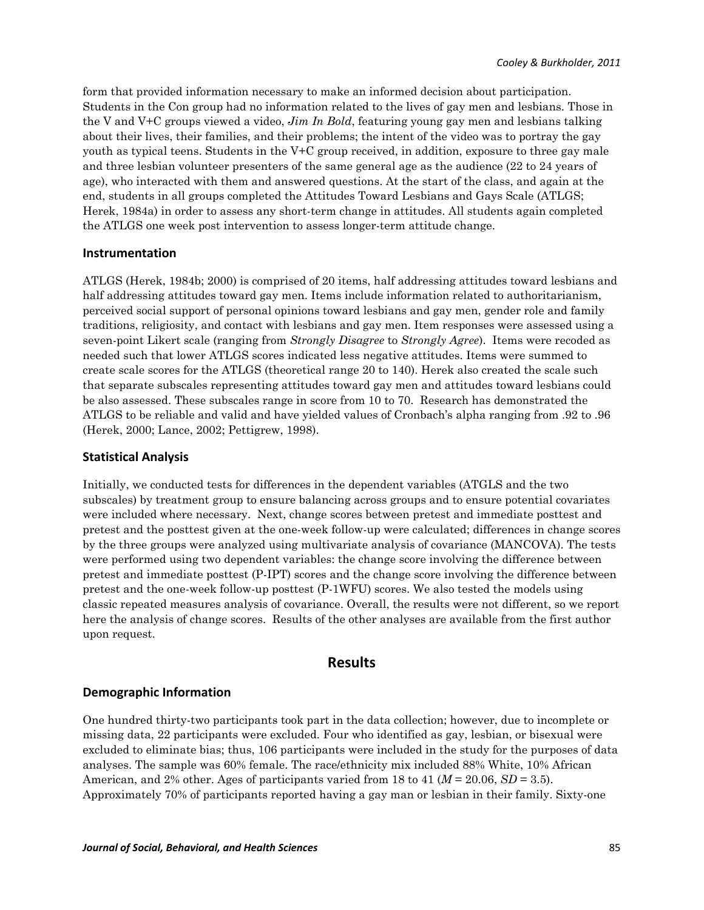form that provided information necessary to make an informed decision about participation. Students in the Con group had no information related to the lives of gay men and lesbians. Those in the V and V+C groups viewed a video, *Jim In Bold*, featuring young gay men and lesbians talking about their lives, their families, and their problems; the intent of the video was to portray the gay youth as typical teens. Students in the V+C group received, in addition, exposure to three gay male and three lesbian volunteer presenters of the same general age as the audience (22 to 24 years of age), who interacted with them and answered questions. At the start of the class, and again at the end, students in all groups completed the Attitudes Toward Lesbians and Gays Scale (ATLGS; Herek, 1984a) in order to assess any short-term change in attitudes. All students again completed the ATLGS one week post intervention to assess longer-term attitude change.

### Instrumentation

ATLGS (Herek, 1984b; 2000) is comprised of 20 items, half addressing attitudes toward lesbians and half addressing attitudes toward gay men. Items include information related to authoritarianism, perceived social support of personal opinions toward lesbians and gay men, gender role and family traditions, religiosity, and contact with lesbians and gay men. Item responses were assessed using a seven-point Likert scale (ranging from *Strongly Disagree* to *Strongly Agree*). Items were recoded as needed such that lower ATLGS scores indicated less negative attitudes. Items were summed to create scale scores for the ATLGS (theoretical range 20 to 140). Herek also created the scale such that separate subscales representing attitudes toward gay men and attitudes toward lesbians could be also assessed. These subscales range in score from 10 to 70. Research has demonstrated the ATLGS to be reliable and valid and have yielded values of Cronbach's alpha ranging from .92 to .96 (Herek, 2000; Lance, 2002; Pettigrew, 1998).

### Statistical Analysis

Initially, we conducted tests for differences in the dependent variables (ATGLS and the two subscales) by treatment group to ensure balancing across groups and to ensure potential covariates were included where necessary. Next, change scores between pretest and immediate posttest and pretest and the posttest given at the one-week follow-up were calculated; differences in change scores by the three groups were analyzed using multivariate analysis of covariance (MANCOVA). The tests were performed using two dependent variables: the change score involving the difference between pretest and immediate posttest (P-IPT) scores and the change score involving the difference between pretest and the one-week follow-up posttest (P-1WFU) scores. We also tested the models using classic repeated measures analysis of covariance. Overall, the results were not different, so we report here the analysis of change scores. Results of the other analyses are available from the first author upon request.

## Results

### Demographic Information

One hundred thirty-two participants took part in the data collection; however, due to incomplete or missing data, 22 participants were excluded. Four who identified as gay, lesbian, or bisexual were excluded to eliminate bias; thus, 106 participants were included in the study for the purposes of data analyses. The sample was 60% female. The race/ethnicity mix included 88% White, 10% African American, and 2% other. Ages of participants varied from 18 to 41 ($M$ = 20.06, $SD$ = 3.5). Approximately 70% of participants reported having a gay man or lesbian in their family. Sixty-one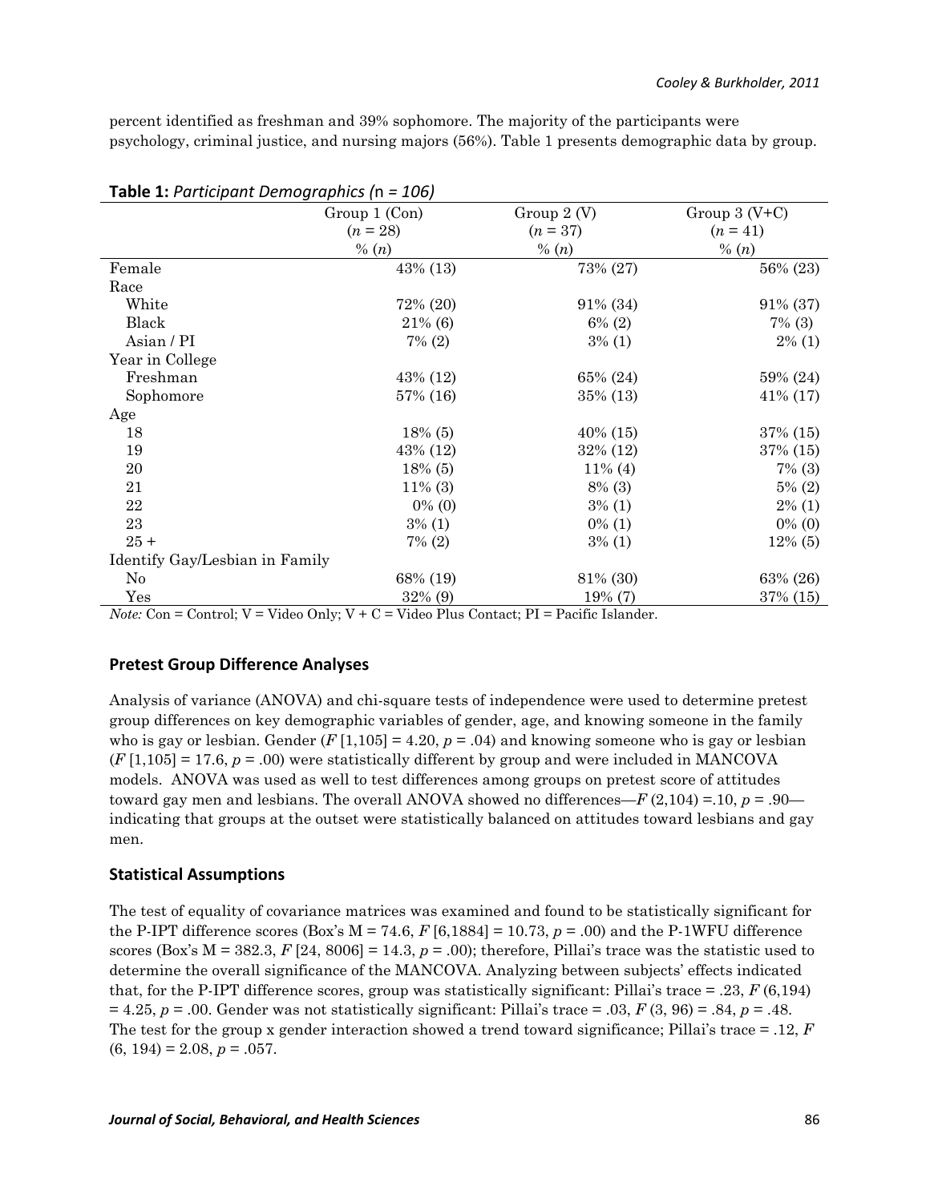percent identified as freshman and 39% sophomore. The majority of the participants were psychology, criminal justice, and nursing majors (56%). Table 1 presents demographic data by group.

**Table 1:** *Participant Demographics (*n *= 106)*

| | Group 1 (Con) ($n$ = 28) % ($n$) | Group 2 (V) ($n$ = 37) % ($n$) | Group 3 (V+C) ($n$ = 41) % ($n$) |
|---|---|---|---|
| Female | 43% (13) | 73% (27) | 56% (23) |
| Race | | | |
| White | 72% (20) | 91% (34) | 91% (37) |
| Black | 21% (6) | 6% (2) | 7% (3) |
| Asian / PI | 7% (2) | 3% (1) | 2% (1) |
| Year in College | | | |
| Freshman | 43% (12) | 65% (24) | 59% (24) |
| Sophomore | 57% (16) | 35% (13) | 41% (17) |
| Age | | | |
| 18 | 18% (5) | 40% (15) | 37% (15) |
| 19 | 43% (12) | 32% (12) | 37% (15) |
| 20 | 18% (5) | 11% (4) | 7% (3) |
| 21 | 11% (3) | 8% (3) | 5% (2) |
| 22 | 0% (0) | 3% (1) | 2% (1) |
| 23 | 3% (1) | 0% (1) | 0% (0) |
| 25 + | 7% (2) | 3% (1) | 12% (5) |
| Identify Gay/Lesbian in Family | | | |
| No | 68% (19) | 81% (30) | 63% (26) |
| Yes | 32% (9) | 19% (7) | 37% (15) |

*Note:* Con = Control; V = Video Only; V + C = Video Plus Contact; PI = Pacific Islander.

## Pretest Group Difference Analyses

Analysis of variance (ANOVA) and chi-square tests of independence were used to determine pretest group differences on key demographic variables of gender, age, and knowing someone in the family who is gay or lesbian. Gender ($F$ [1,105] = 4.20, $p$ = .04) and knowing someone who is gay or lesbian ($F$ [1,105] = 17.6, $p$ = .00) were statistically different by group and were included in MANCOVA models. ANOVA was used as well to test differences among groups on pretest score of attitudes toward gay men and lesbians. The overall ANOVA showed no differences—$F$ (2,104) =.10, $p$ = .90—indicating that groups at the outset were statistically balanced on attitudes toward lesbians and gay men.

## Statistical Assumptions

The test of equality of covariance matrices was examined and found to be statistically significant for the P-IPT difference scores (Box's M = 74.6, $F$ [6,1884] = 10.73, $p$ = .00) and the P-1WFU difference scores (Box's M = 382.3, $F$ [24, 8006] = 14.3, $p$ = .00); therefore, Pillai's trace was the statistic used to determine the overall significance of the MANCOVA. Analyzing between subjects' effects indicated that, for the P-IPT difference scores, group was statistically significant: Pillai's trace = .23, $F$ (6,194) = 4.25, $p$ = .00. Gender was not statistically significant: Pillai's trace = .03, $F$ (3, 96) = .84, $p$ = .48. The test for the group x gender interaction showed a trend toward significance; Pillai's trace = .12, $F$ (6, 194) = 2.08, $p$ = .057.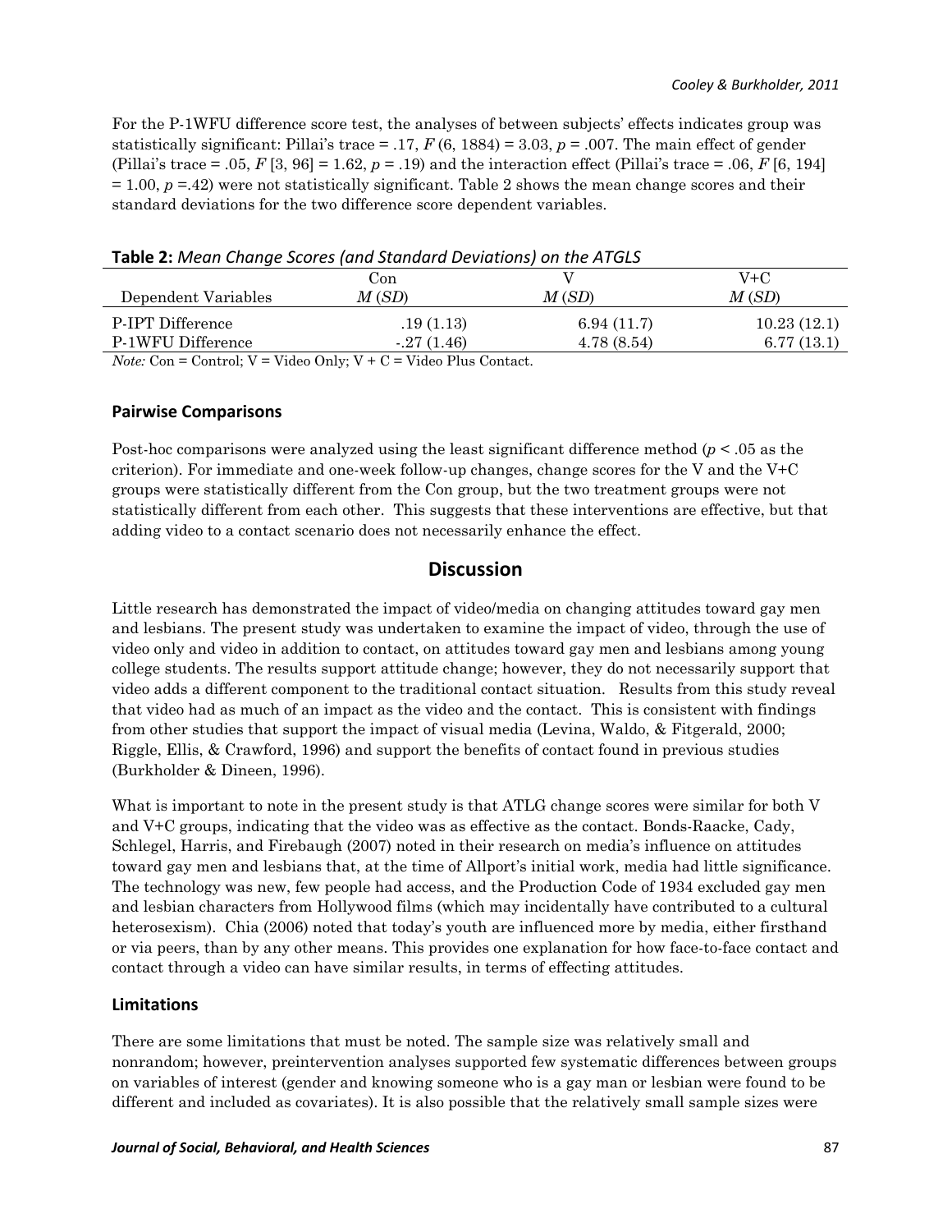For the P-1WFU difference score test, the analyses of between subjects' effects indicates group was statistically significant: Pillai's trace = .17, $F$ (6, 1884) = 3.03, $p$ = .007. The main effect of gender (Pillai's trace = .05, $F$ [3, 96] = 1.62, $p$ = .19) and the interaction effect (Pillai's trace = .06, $F$ [6, 194] = 1.00, $p$ =.42) were not statistically significant. Table 2 shows the mean change scores and their standard deviations for the two difference score dependent variables.

**Table 2:** *Mean Change Scores (and Standard Deviations) on the ATGLS*

| Dependent Variables | Con<br>*M* (*SD*) | V<br>*M* (*SD*) | V+C<br>*M* (*SD*) |
|---|---|---|---|
| P-IPT Difference | .19 (1.13) | 6.94 (11.7) | 10.23 (12.1) |
| P-1WFU Difference | -.27 (1.46) | 4.78 (8.54) | 6.77 (13.1) |

*Note:* Con = Control; V = Video Only; V + C = Video Plus Contact.

### Pairwise Comparisons

Post-hoc comparisons were analyzed using the least significant difference method ($p < .05$ as the criterion). For immediate and one-week follow-up changes, change scores for the V and the V+C groups were statistically different from the Con group, but the two treatment groups were not statistically different from each other. This suggests that these interventions are effective, but that adding video to a contact scenario does not necessarily enhance the effect.

## Discussion

Little research has demonstrated the impact of video/media on changing attitudes toward gay men and lesbians. The present study was undertaken to examine the impact of video, through the use of video only and video in addition to contact, on attitudes toward gay men and lesbians among young college students. The results support attitude change; however, they do not necessarily support that video adds a different component to the traditional contact situation. Results from this study reveal that video had as much of an impact as the video and the contact. This is consistent with findings from other studies that support the impact of visual media (Levina, Waldo, & Fitgerald, 2000; Riggle, Ellis, & Crawford, 1996) and support the benefits of contact found in previous studies (Burkholder & Dineen, 1996).

What is important to note in the present study is that ATLG change scores were similar for both V and V+C groups, indicating that the video was as effective as the contact. Bonds-Raacke, Cady, Schlegel, Harris, and Firebaugh (2007) noted in their research on media's influence on attitudes toward gay men and lesbians that, at the time of Allport's initial work, media had little significance. The technology was new, few people had access, and the Production Code of 1934 excluded gay men and lesbian characters from Hollywood films (which may incidentally have contributed to a cultural heterosexism). Chia (2006) noted that today's youth are influenced more by media, either firsthand or via peers, than by any other means. This provides one explanation for how face-to-face contact and contact through a video can have similar results, in terms of effecting attitudes.

### Limitations

There are some limitations that must be noted. The sample size was relatively small and nonrandom; however, preintervention analyses supported few systematic differences between groups on variables of interest (gender and knowing someone who is a gay man or lesbian were found to be different and included as covariates). It is also possible that the relatively small sample sizes were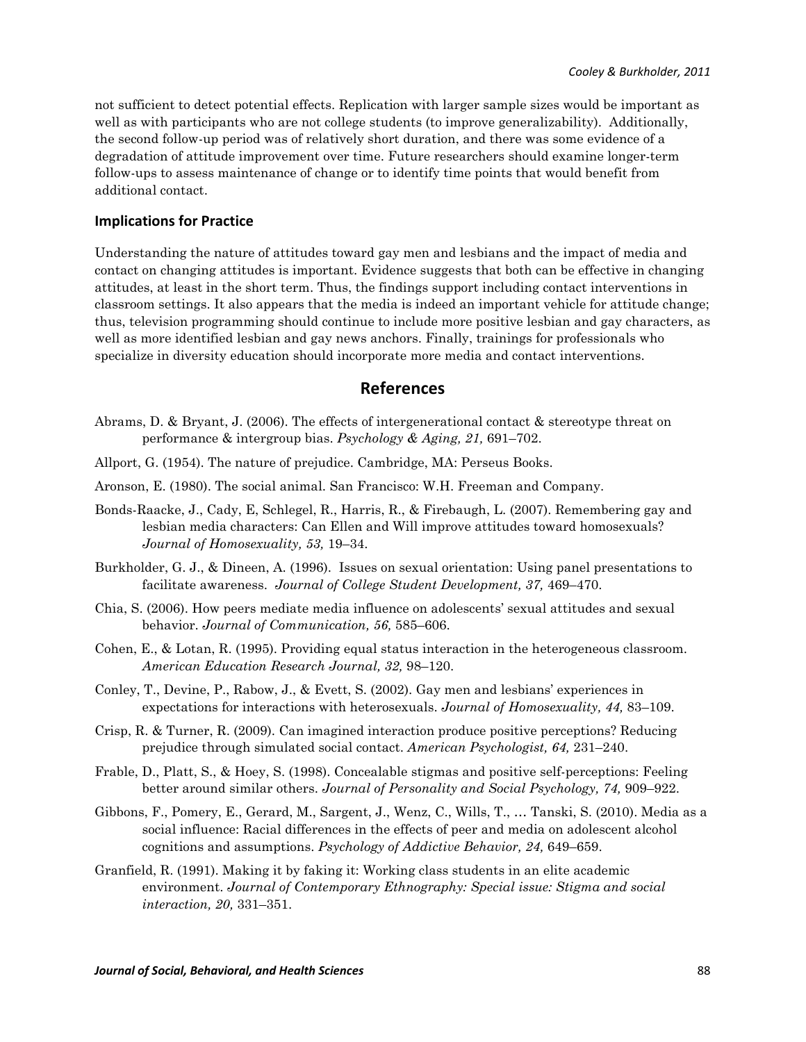not sufficient to detect potential effects. Replication with larger sample sizes would be important as well as with participants who are not college students (to improve generalizability). Additionally, the second follow-up period was of relatively short duration, and there was some evidence of a degradation of attitude improvement over time. Future researchers should examine longer-term follow-ups to assess maintenance of change or to identify time points that would benefit from additional contact.

### Implications for Practice

Understanding the nature of attitudes toward gay men and lesbians and the impact of media and contact on changing attitudes is important. Evidence suggests that both can be effective in changing attitudes, at least in the short term. Thus, the findings support including contact interventions in classroom settings. It also appears that the media is indeed an important vehicle for attitude change; thus, television programming should continue to include more positive lesbian and gay characters, as well as more identified lesbian and gay news anchors. Finally, trainings for professionals who specialize in diversity education should incorporate more media and contact interventions.

## References

Abrams, D. & Bryant, J. (2006). The effects of intergenerational contact & stereotype threat on performance & intergroup bias. *Psychology & Aging, 21,* 691–702.

Allport, G. (1954). The nature of prejudice. Cambridge, MA: Perseus Books.

Aronson, E. (1980). The social animal. San Francisco: W.H. Freeman and Company.

Bonds-Raacke, J., Cady, E, Schlegel, R., Harris, R., & Firebaugh, L. (2007). Remembering gay and lesbian media characters: Can Ellen and Will improve attitudes toward homosexuals? *Journal of Homosexuality, 53,* 19–34.

Burkholder, G. J., & Dineen, A. (1996). Issues on sexual orientation: Using panel presentations to facilitate awareness. *Journal of College Student Development, 37,* 469–470.

Chia, S. (2006). How peers mediate media influence on adolescents' sexual attitudes and sexual behavior. *Journal of Communication, 56,* 585–606.

Cohen, E., & Lotan, R. (1995). Providing equal status interaction in the heterogeneous classroom. *American Education Research Journal, 32,* 98–120.

Conley, T., Devine, P., Rabow, J., & Evett, S. (2002). Gay men and lesbians' experiences in expectations for interactions with heterosexuals. *Journal of Homosexuality, 44,* 83–109.

Crisp, R. & Turner, R. (2009). Can imagined interaction produce positive perceptions? Reducing prejudice through simulated social contact. *American Psychologist, 64,* 231–240.

Frable, D., Platt, S., & Hoey, S. (1998). Concealable stigmas and positive self-perceptions: Feeling better around similar others. *Journal of Personality and Social Psychology, 74,* 909–922.

Gibbons, F., Pomery, E., Gerard, M., Sargent, J., Wenz, C., Wills, T., … Tanski, S. (2010). Media as a social influence: Racial differences in the effects of peer and media on adolescent alcohol cognitions and assumptions. *Psychology of Addictive Behavior, 24,* 649–659.

Granfield, R. (1991). Making it by faking it: Working class students in an elite academic environment. *Journal of Contemporary Ethnography: Special issue: Stigma and social interaction, 20,* 331–351.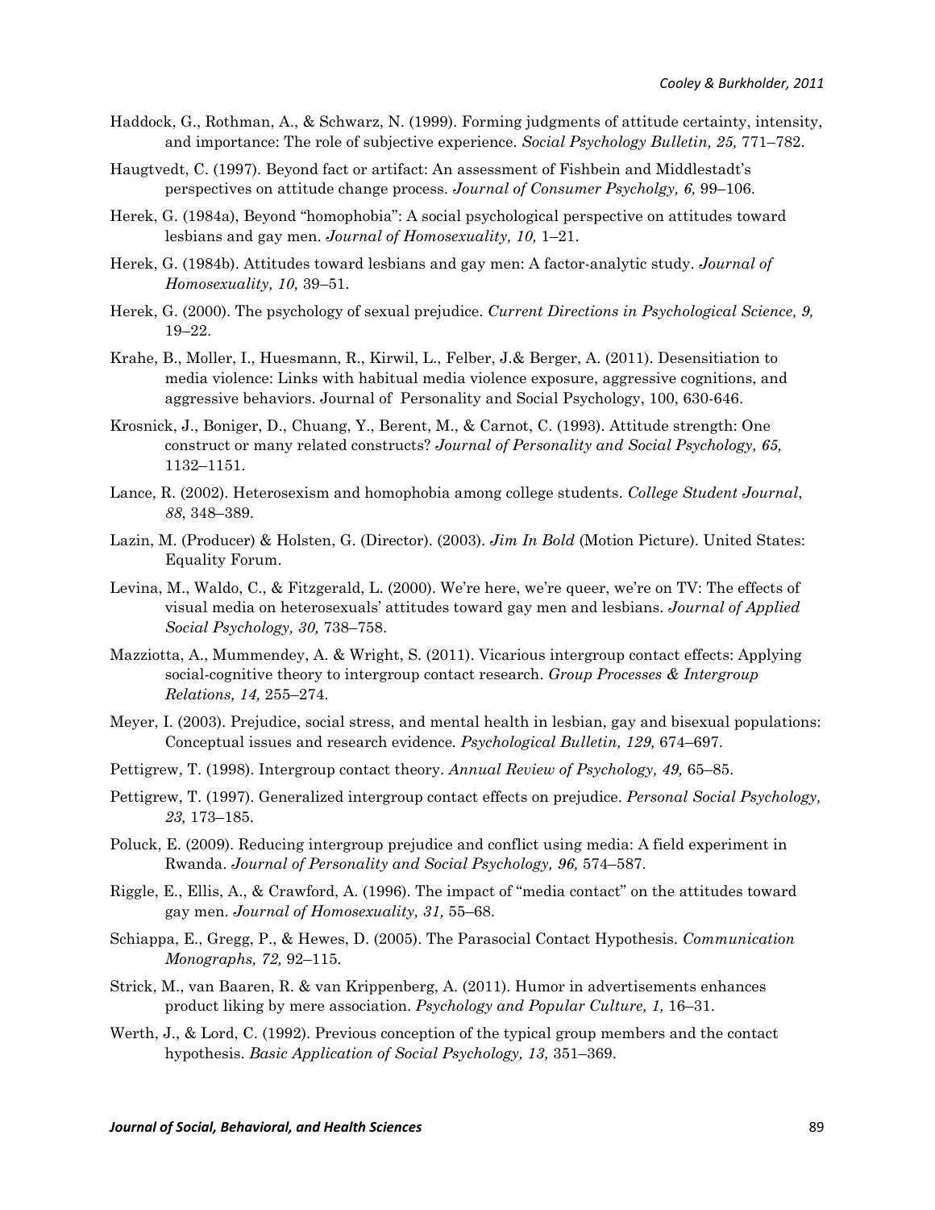Haddock, G., Rothman, A., & Schwarz, N. (1999). Forming judgments of attitude certainty, intensity, and importance: The role of subjective experience. *Social Psychology Bulletin, 25,* 771–782.

Haugtvedt, C. (1997). Beyond fact or artifact: An assessment of Fishbein and Middlestadt's perspectives on attitude change process. *Journal of Consumer Psycholgy, 6,* 99–106.

Herek, G. (1984a), Beyond "homophobia": A social psychological perspective on attitudes toward lesbians and gay men. *Journal of Homosexuality, 10,* 1–21.

Herek, G. (1984b). Attitudes toward lesbians and gay men: A factor-analytic study. *Journal of Homosexuality, 10,* 39–51.

Herek, G. (2000). The psychology of sexual prejudice. *Current Directions in Psychological Science, 9,* 19–22.

Krahe, B., Moller, I., Huesmann, R., Kirwil, L., Felber, J.& Berger, A. (2011). Desensitiation to media violence: Links with habitual media violence exposure, aggressive cognitions, and aggressive behaviors. Journal of Personality and Social Psychology, 100, 630-646.

Krosnick, J., Boniger, D., Chuang, Y., Berent, M., & Carnot, C. (1993). Attitude strength: One construct or many related constructs? *Journal of Personality and Social Psychology, 65,* 1132–1151.

Lance, R. (2002). Heterosexism and homophobia among college students. *College Student Journal*, *88*, 348–389.

Lazin, M. (Producer) & Holsten, G. (Director). (2003). *Jim In Bold* (Motion Picture). United States: Equality Forum.

Levina, M., Waldo, C., & Fitzgerald, L. (2000). We're here, we're queer, we're on TV: The effects of visual media on heterosexuals' attitudes toward gay men and lesbians. *Journal of Applied Social Psychology, 30,* 738–758.

Mazziotta, A., Mummendey, A. & Wright, S. (2011). Vicarious intergroup contact effects: Applying social-cognitive theory to intergroup contact research. *Group Processes & Intergroup Relations, 14,* 255–274.

Meyer, I. (2003). Prejudice, social stress, and mental health in lesbian, gay and bisexual populations: Conceptual issues and research evidence*. Psychological Bulletin, 129,* 674–697.

Pettigrew, T. (1998). Intergroup contact theory. *Annual Review of Psychology, 49,* 65–85.

Pettigrew, T. (1997). Generalized intergroup contact effects on prejudice. *Personal Social Psychology, 23,* 173–185.

Poluck, E. (2009). Reducing intergroup prejudice and conflict using media: A field experiment in Rwanda. *Journal of Personality and Social Psychology, 96,* 574–587.

Riggle, E., Ellis, A., & Crawford, A. (1996). The impact of "media contact" on the attitudes toward gay men. *Journal of Homosexuality, 31,* 55–68.

Schiappa, E., Gregg, P., & Hewes, D. (2005). The Parasocial Contact Hypothesis. *Communication Monographs, 72,* 92–115.

Strick, M., van Baaren, R. & van Krippenberg, A. (2011). Humor in advertisements enhances product liking by mere association. *Psychology and Popular Culture, 1,* 16–31.

Werth, J., & Lord, C. (1992). Previous conception of the typical group members and the contact hypothesis. *Basic Application of Social Psychology, 13,* 351–369.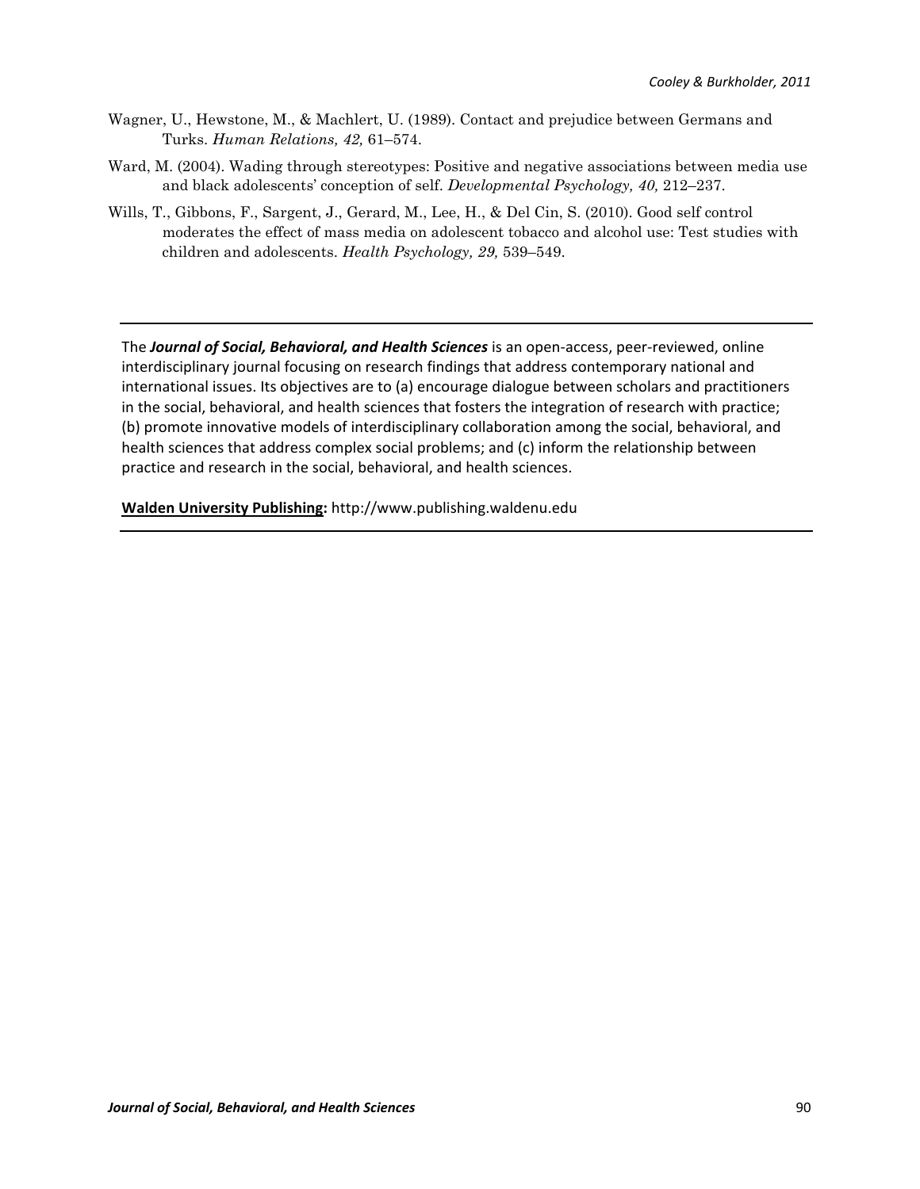Wagner, U., Hewstone, M., & Machlert, U. (1989). Contact and prejudice between Germans and Turks. *Human Relations, 42,* 61–574.

Ward, M. (2004). Wading through stereotypes: Positive and negative associations between media use and black adolescents' conception of self. *Developmental Psychology, 40,* 212–237.

Wills, T., Gibbons, F., Sargent, J., Gerard, M., Lee, H., & Del Cin, S. (2010). Good self control moderates the effect of mass media on adolescent tobacco and alcohol use: Test studies with children and adolescents. *Health Psychology, 29,* 539–549.

---

The ***Journal of Social, Behavioral, and Health Sciences*** is an open-access, peer-reviewed, online interdisciplinary journal focusing on research findings that address contemporary national and international issues. Its objectives are to (a) encourage dialogue between scholars and practitioners in the social, behavioral, and health sciences that fosters the integration of research with practice; (b) promote innovative models of interdisciplinary collaboration among the social, behavioral, and health sciences that address complex social problems; and (c) inform the relationship between practice and research in the social, behavioral, and health sciences.

**Walden University Publishing:** http://www.publishing.waldenu.edu

---